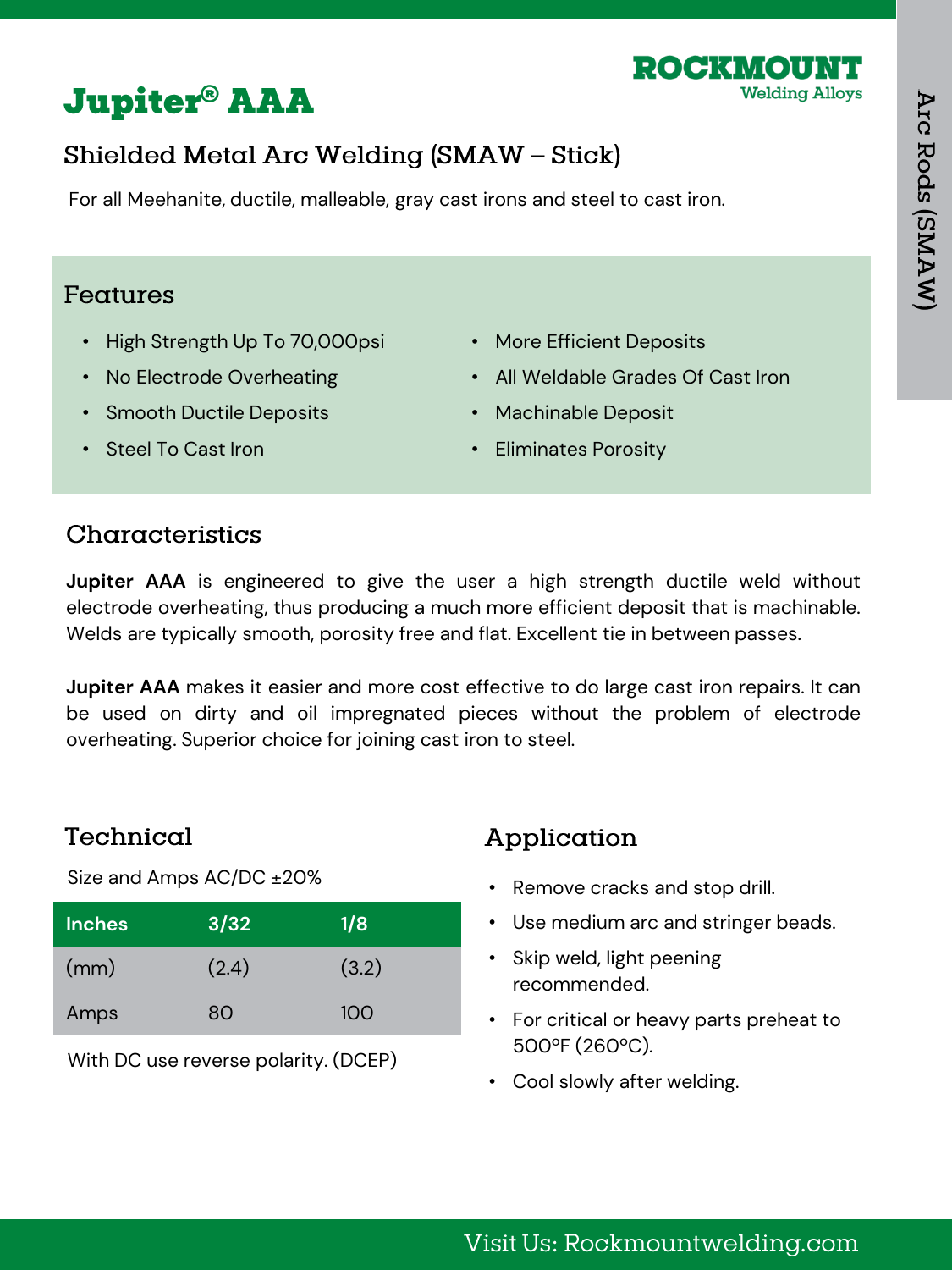# Jupiter® AAA

ROCKMOUNT
Welding Alloys

## Shielded Metal Arc Welding (SMAW – Stick)

For all Meehanite, ductile, malleable, gray cast irons and steel to cast iron.

### Features

- High Strength Up To 70,000psi
- No Electrode Overheating
- Smooth Ductile Deposits
- Steel To Cast Iron
- More Efficient Deposits
- All Weldable Grades Of Cast Iron
- Machinable Deposit
- Eliminates Porosity

### Characteristics

**Jupiter AAA** is engineered to give the user a high strength ductile weld without electrode overheating, thus producing a much more efficient deposit that is machinable. Welds are typically smooth, porosity free and flat. Excellent tie in between passes.

**Jupiter AAA** makes it easier and more cost effective to do large cast iron repairs. It can be used on dirty and oil impregnated pieces without the problem of electrode overheating. Superior choice for joining cast iron to steel.

### Technical

Size and Amps AC/DC ±20%

| Inches | 3/32 | 1/8 |
| --- | --- | --- |
| (mm) | (2.4) | (3.2) |
| Amps | 80 | 100 |

With DC use reverse polarity. (DCEP)

### Application

- Remove cracks and stop drill.
- Use medium arc and stringer beads.
- Skip weld, light peening recommended.
- For critical or heavy parts preheat to 500°F (260°C).
- Cool slowly after welding.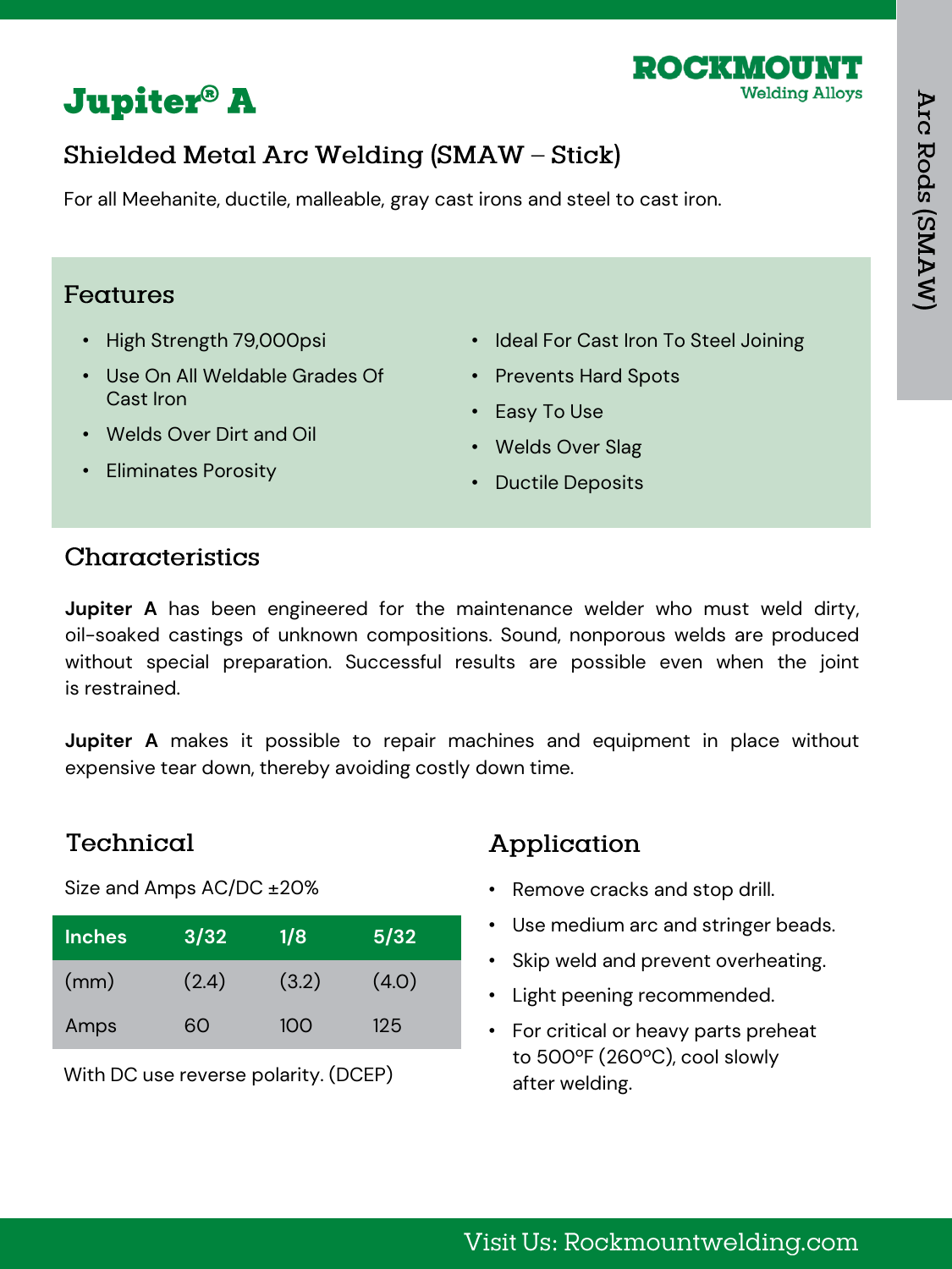# Jupiter® A

ROCKMOUNT
Welding Alloys

## Shielded Metal Arc Welding (SMAW – Stick)

For all Meehanite, ductile, malleable, gray cast irons and steel to cast iron.

## Features

- High Strength 79,000psi
- Use On All Weldable Grades Of Cast Iron
- Welds Over Dirt and Oil
- Eliminates Porosity
- Ideal For Cast Iron To Steel Joining
- Prevents Hard Spots
- Easy To Use
- Welds Over Slag
- Ductile Deposits

## Characteristics

**Jupiter A** has been engineered for the maintenance welder who must weld dirty, oil-soaked castings of unknown compositions. Sound, nonporous welds are produced without special preparation. Successful results are possible even when the joint is restrained.

**Jupiter A** makes it possible to repair machines and equipment in place without expensive tear down, thereby avoiding costly down time.

## Technical

Size and Amps AC/DC ±20%

| Inches | 3/32 | 1/8 | 5/32 |
|---|---|---|---|
| (mm) | (2.4) | (3.2) | (4.0) |
| Amps | 60 | 100 | 125 |

With DC use reverse polarity. (DCEP)

## Application

- Remove cracks and stop drill.
- Use medium arc and stringer beads.
- Skip weld and prevent overheating.
- Light peening recommended.
- For critical or heavy parts preheat to 500ºF (260ºC), cool slowly after welding.

Arc Rods (SMAW)

Visit Us: Rockmountwelding.com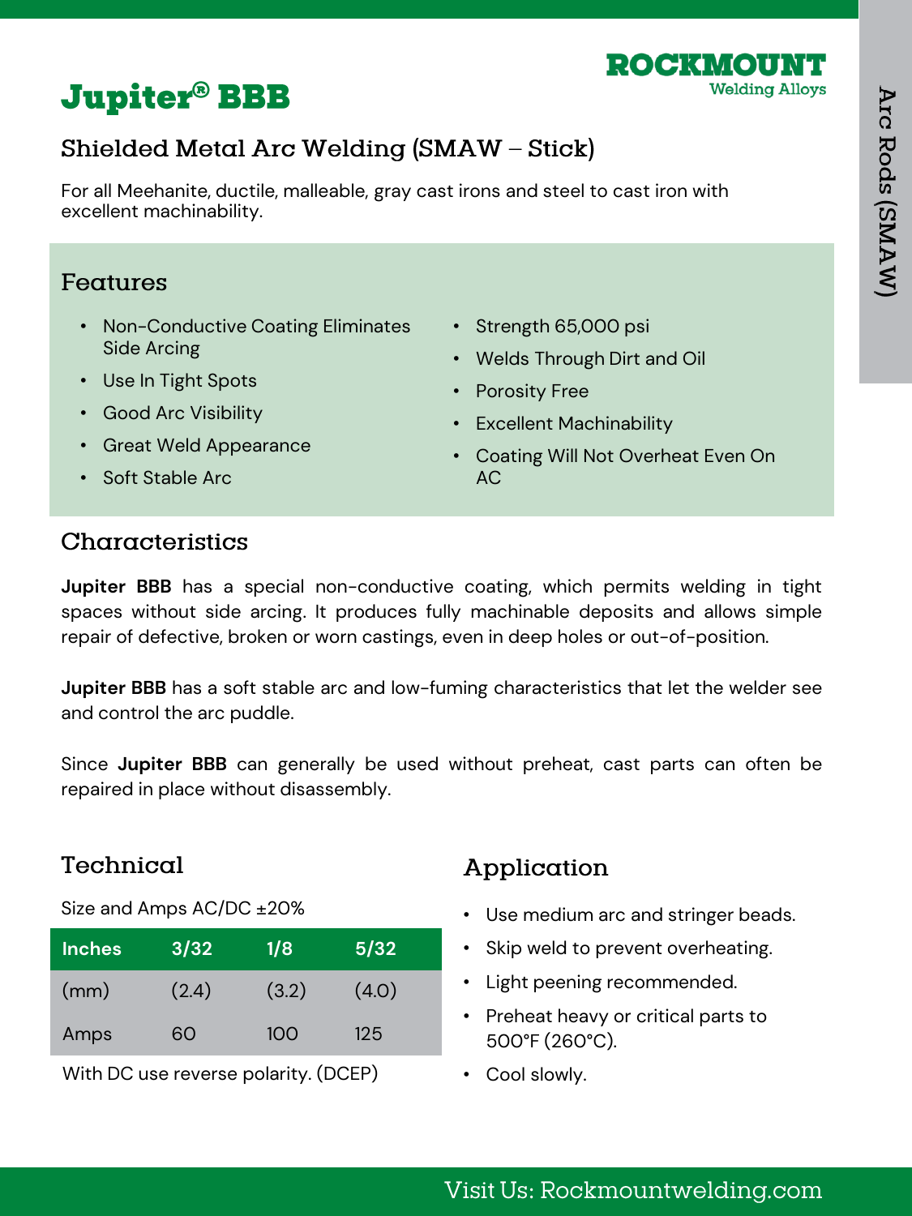ROCKMOUNT
Welding Alloys

# Jupiter® BBB

## Shielded Metal Arc Welding (SMAW – Stick)

For all Meehanite, ductile, malleable, gray cast irons and steel to cast iron with excellent machinability.

### Features

- Non-Conductive Coating Eliminates Side Arcing
- Use In Tight Spots
- Good Arc Visibility
- Great Weld Appearance
- Soft Stable Arc
- Strength 65,000 psi
- Welds Through Dirt and Oil
- Porosity Free
- Excellent Machinability
- Coating Will Not Overheat Even On AC

### Characteristics

**Jupiter BBB** has a special non-conductive coating, which permits welding in tight spaces without side arcing. It produces fully machinable deposits and allows simple repair of defective, broken or worn castings, even in deep holes or out-of-position.

**Jupiter BBB** has a soft stable arc and low-fuming characteristics that let the welder see and control the arc puddle.

Since **Jupiter BBB** can generally be used without preheat, cast parts can often be repaired in place without disassembly.

### Technical

Size and Amps AC/DC ±20%

| Inches | 3/32 | 1/8 | 5/32 |
|---|---|---|---|
| (mm) | (2.4) | (3.2) | (4.0) |
| Amps | 60 | 100 | 125 |

With DC use reverse polarity. (DCEP)

### Application

- Use medium arc and stringer beads.
- Skip weld to prevent overheating.
- Light peening recommended.
- Preheat heavy or critical parts to 500°F (260°C).
- Cool slowly.

Arc Rods (SMAW)

Visit Us: Rockmountwelding.com